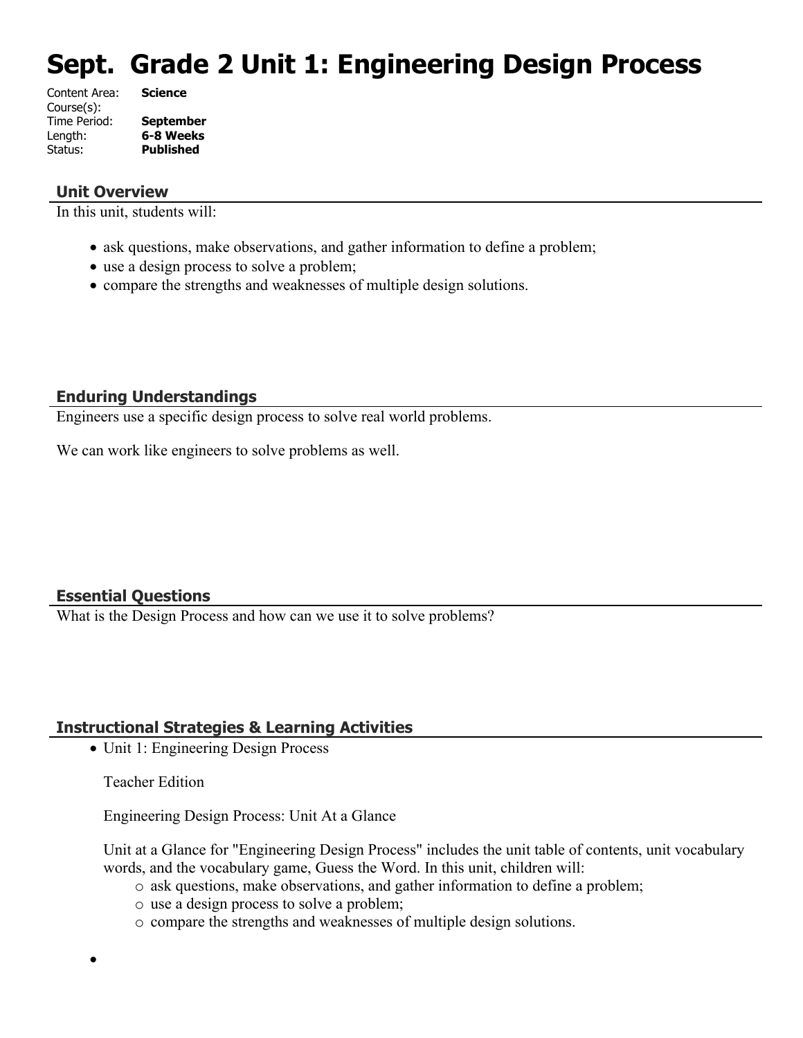# Sept. Grade 2 Unit 1: Engineering Design Process

Content Area: **Science**
Course(s):
Time Period: **September**
Length: **6-8 Weeks**
Status: **Published**

## Unit Overview

In this unit, students will:

- ask questions, make observations, and gather information to define a problem;
- use a design process to solve a problem;
- compare the strengths and weaknesses of multiple design solutions.

## Enduring Understandings

Engineers use a specific design process to solve real world problems.

We can work like engineers to solve problems as well.

## Essential Questions

What is the Design Process and how can we use it to solve problems?

## Instructional Strategies & Learning Activities

- Unit 1: Engineering Design Process

  Teacher Edition

  Engineering Design Process: Unit At a Glance

  Unit at a Glance for "Engineering Design Process" includes the unit table of contents, unit vocabulary words, and the vocabulary game, Guess the Word. In this unit, children will:
    - ask questions, make observations, and gather information to define a problem;
    - use a design process to solve a problem;
    - compare the strengths and weaknesses of multiple design solutions.

-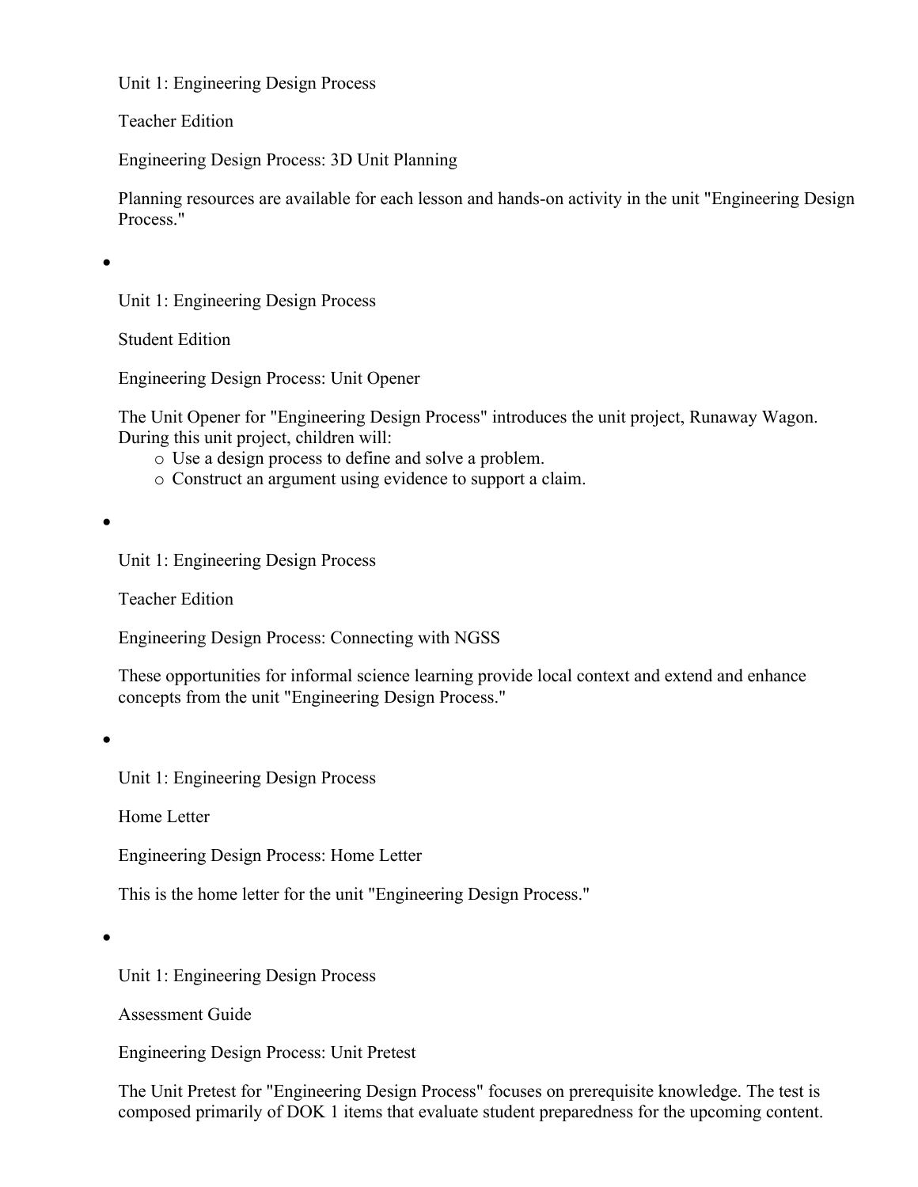Unit 1: Engineering Design Process

Teacher Edition

Engineering Design Process: 3D Unit Planning

Planning resources are available for each lesson and hands-on activity in the unit "Engineering Design Process."

- Unit 1: Engineering Design Process

  Student Edition

  Engineering Design Process: Unit Opener

  The Unit Opener for "Engineering Design Process" introduces the unit project, Runaway Wagon. During this unit project, children will:
    - Use a design process to define and solve a problem.
    - Construct an argument using evidence to support a claim.

- Unit 1: Engineering Design Process

  Teacher Edition

  Engineering Design Process: Connecting with NGSS

  These opportunities for informal science learning provide local context and extend and enhance concepts from the unit "Engineering Design Process."

- Unit 1: Engineering Design Process

  Home Letter

  Engineering Design Process: Home Letter

  This is the home letter for the unit "Engineering Design Process."

- Unit 1: Engineering Design Process

  Assessment Guide

  Engineering Design Process: Unit Pretest

  The Unit Pretest for "Engineering Design Process" focuses on prerequisite knowledge. The test is composed primarily of DOK 1 items that evaluate student preparedness for the upcoming content.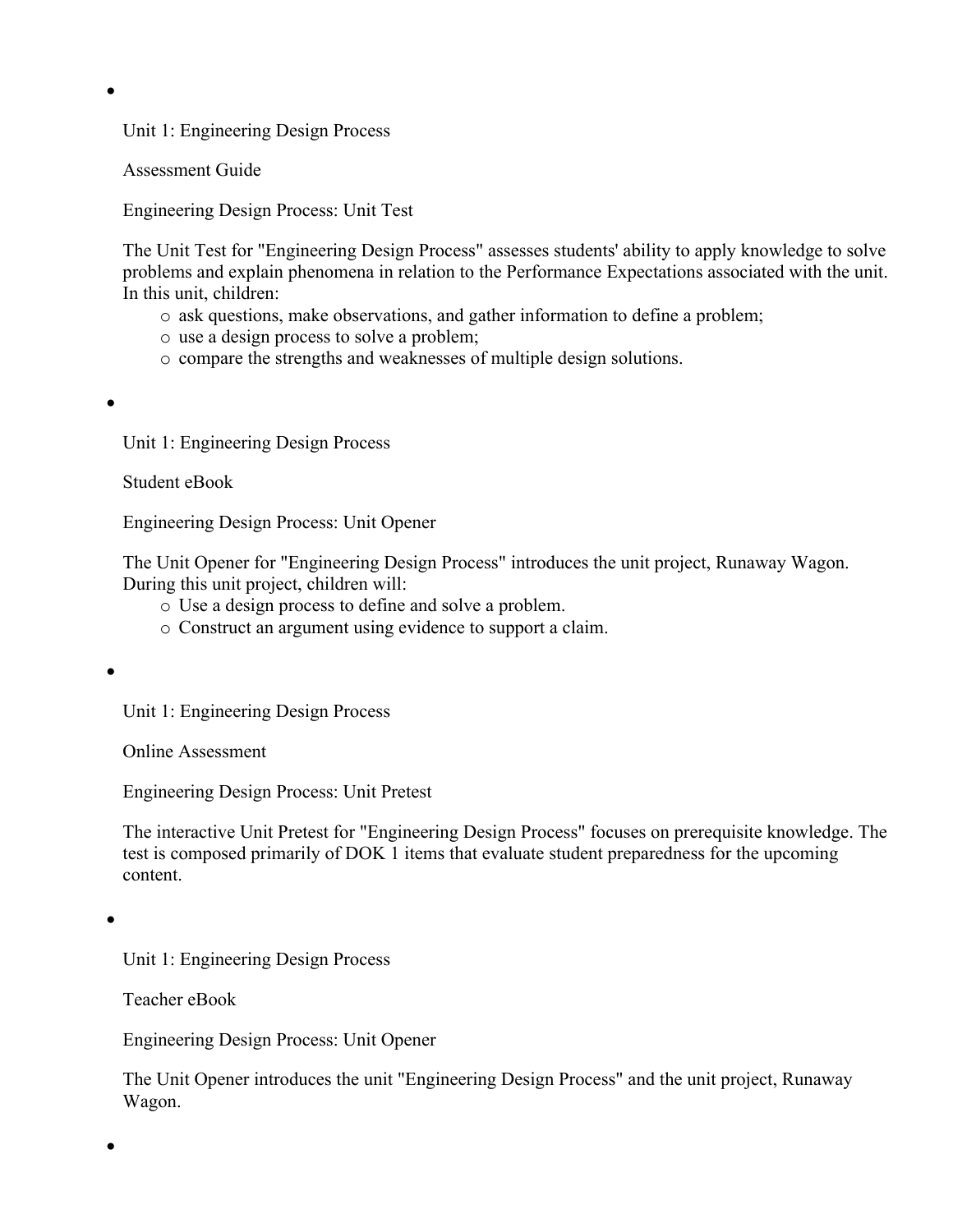- Unit 1: Engineering Design Process

  Assessment Guide

  Engineering Design Process: Unit Test

  The Unit Test for "Engineering Design Process" assesses students' ability to apply knowledge to solve problems and explain phenomena in relation to the Performance Expectations associated with the unit. In this unit, children:

  - ask questions, make observations, and gather information to define a problem;
  - use a design process to solve a problem;
  - compare the strengths and weaknesses of multiple design solutions.

- Unit 1: Engineering Design Process

  Student eBook

  Engineering Design Process: Unit Opener

  The Unit Opener for "Engineering Design Process" introduces the unit project, Runaway Wagon. During this unit project, children will:

  - Use a design process to define and solve a problem.
  - Construct an argument using evidence to support a claim.

- Unit 1: Engineering Design Process

  Online Assessment

  Engineering Design Process: Unit Pretest

  The interactive Unit Pretest for "Engineering Design Process" focuses on prerequisite knowledge. The test is composed primarily of DOK 1 items that evaluate student preparedness for the upcoming content.

- Unit 1: Engineering Design Process

  Teacher eBook

  Engineering Design Process: Unit Opener

  The Unit Opener introduces the unit "Engineering Design Process" and the unit project, Runaway Wagon.

-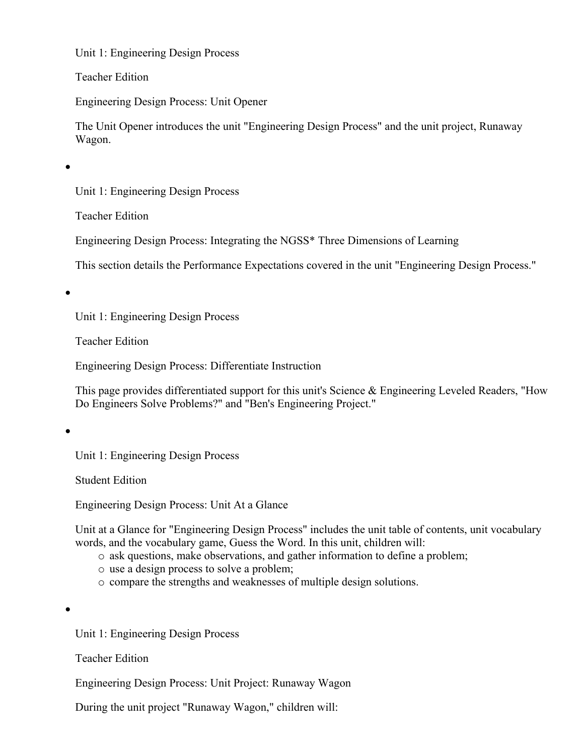Unit 1: Engineering Design Process

Teacher Edition

Engineering Design Process: Unit Opener

The Unit Opener introduces the unit "Engineering Design Process" and the unit project, Runaway Wagon.

- Unit 1: Engineering Design Process

  Teacher Edition

  Engineering Design Process: Integrating the NGSS* Three Dimensions of Learning

  This section details the Performance Expectations covered in the unit "Engineering Design Process."

- Unit 1: Engineering Design Process

  Teacher Edition

  Engineering Design Process: Differentiate Instruction

  This page provides differentiated support for this unit's Science & Engineering Leveled Readers, "How Do Engineers Solve Problems?" and "Ben's Engineering Project."

- Unit 1: Engineering Design Process

  Student Edition

  Engineering Design Process: Unit At a Glance

  Unit at a Glance for "Engineering Design Process" includes the unit table of contents, unit vocabulary words, and the vocabulary game, Guess the Word. In this unit, children will:
  - ask questions, make observations, and gather information to define a problem;
  - use a design process to solve a problem;
  - compare the strengths and weaknesses of multiple design solutions.

- Unit 1: Engineering Design Process

  Teacher Edition

  Engineering Design Process: Unit Project: Runaway Wagon

  During the unit project "Runaway Wagon," children will: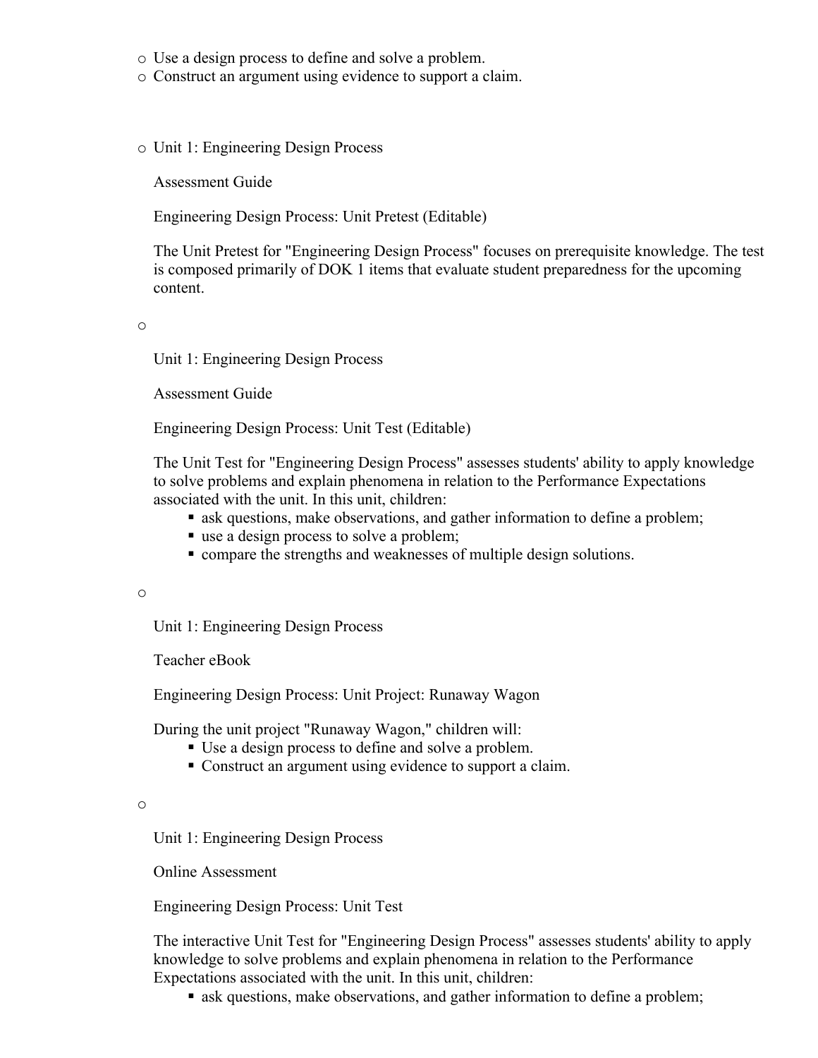- Use a design process to define and solve a problem.
- Construct an argument using evidence to support a claim.

- Unit 1: Engineering Design Process

  Assessment Guide

  Engineering Design Process: Unit Pretest (Editable)

  The Unit Pretest for "Engineering Design Process" focuses on prerequisite knowledge. The test is composed primarily of DOK 1 items that evaluate student preparedness for the upcoming content.

- Unit 1: Engineering Design Process

  Assessment Guide

  Engineering Design Process: Unit Test (Editable)

  The Unit Test for "Engineering Design Process" assesses students' ability to apply knowledge to solve problems and explain phenomena in relation to the Performance Expectations associated with the unit. In this unit, children:
  - ask questions, make observations, and gather information to define a problem;
  - use a design process to solve a problem;
  - compare the strengths and weaknesses of multiple design solutions.

- Unit 1: Engineering Design Process

  Teacher eBook

  Engineering Design Process: Unit Project: Runaway Wagon

  During the unit project "Runaway Wagon," children will:
  - Use a design process to define and solve a problem.
  - Construct an argument using evidence to support a claim.

- Unit 1: Engineering Design Process

  Online Assessment

  Engineering Design Process: Unit Test

  The interactive Unit Test for "Engineering Design Process" assesses students' ability to apply knowledge to solve problems and explain phenomena in relation to the Performance Expectations associated with the unit. In this unit, children:
  - ask questions, make observations, and gather information to define a problem;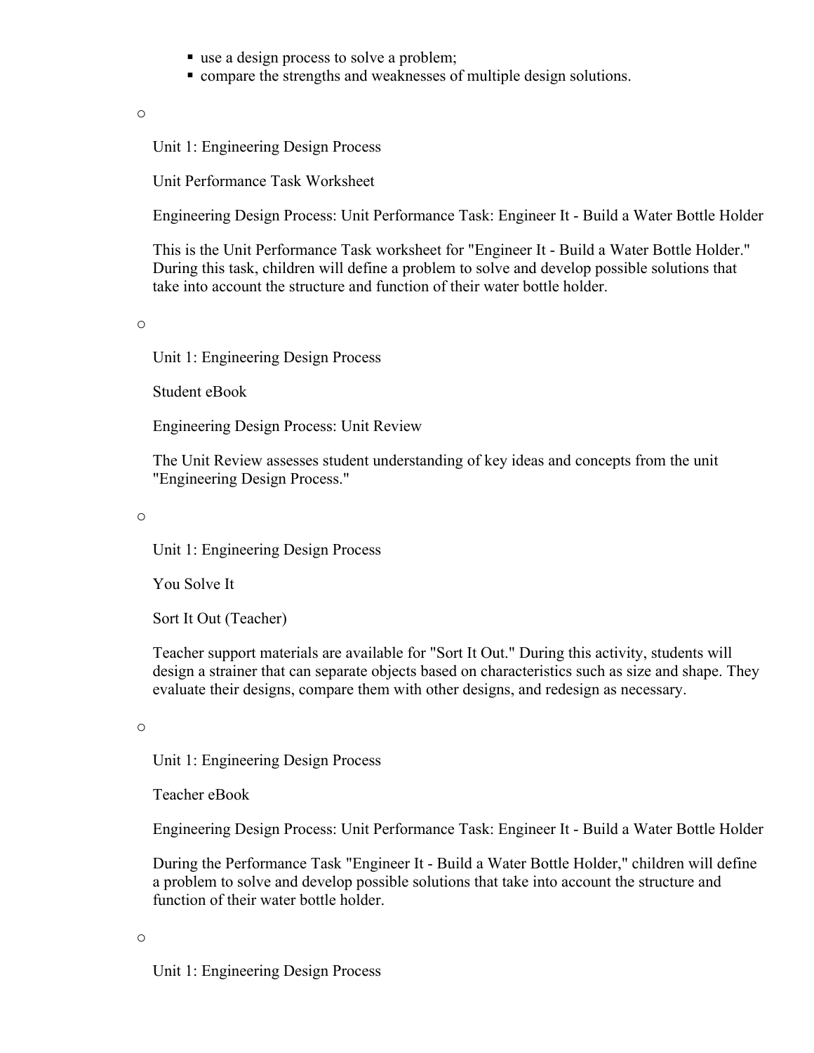- use a design process to solve a problem;
    - compare the strengths and weaknesses of multiple design solutions.

- Unit 1: Engineering Design Process

  Unit Performance Task Worksheet

  Engineering Design Process: Unit Performance Task: Engineer It - Build a Water Bottle Holder

  This is the Unit Performance Task worksheet for "Engineer It - Build a Water Bottle Holder." During this task, children will define a problem to solve and develop possible solutions that take into account the structure and function of their water bottle holder.

- Unit 1: Engineering Design Process

  Student eBook

  Engineering Design Process: Unit Review

  The Unit Review assesses student understanding of key ideas and concepts from the unit "Engineering Design Process."

- Unit 1: Engineering Design Process

  You Solve It

  Sort It Out (Teacher)

  Teacher support materials are available for "Sort It Out." During this activity, students will design a strainer that can separate objects based on characteristics such as size and shape. They evaluate their designs, compare them with other designs, and redesign as necessary.

- Unit 1: Engineering Design Process

  Teacher eBook

  Engineering Design Process: Unit Performance Task: Engineer It - Build a Water Bottle Holder

  During the Performance Task "Engineer It - Build a Water Bottle Holder," children will define a problem to solve and develop possible solutions that take into account the structure and function of their water bottle holder.

- Unit 1: Engineering Design Process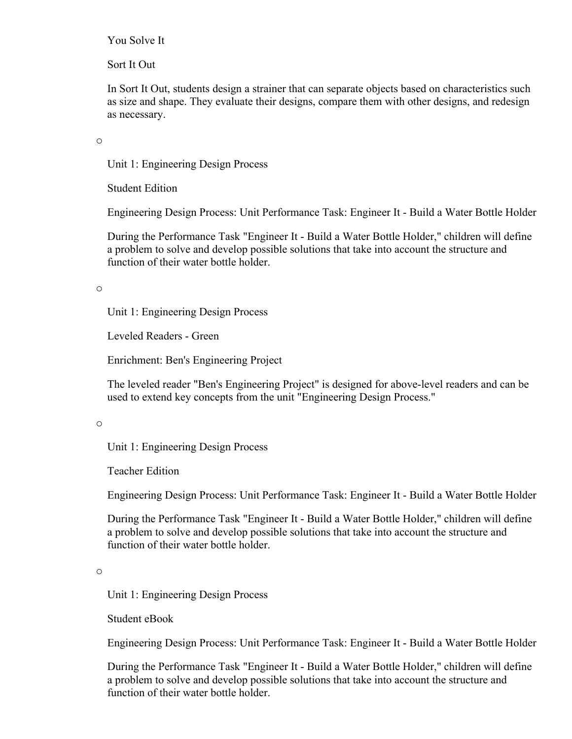You Solve It

Sort It Out

In Sort It Out, students design a strainer that can separate objects based on characteristics such as size and shape. They evaluate their designs, compare them with other designs, and redesign as necessary.

- Unit 1: Engineering Design Process

  Student Edition

  Engineering Design Process: Unit Performance Task: Engineer It - Build a Water Bottle Holder

  During the Performance Task "Engineer It - Build a Water Bottle Holder," children will define a problem to solve and develop possible solutions that take into account the structure and function of their water bottle holder.

- Unit 1: Engineering Design Process

  Leveled Readers - Green

  Enrichment: Ben's Engineering Project

  The leveled reader "Ben's Engineering Project" is designed for above-level readers and can be used to extend key concepts from the unit "Engineering Design Process."

- Unit 1: Engineering Design Process

  Teacher Edition

  Engineering Design Process: Unit Performance Task: Engineer It - Build a Water Bottle Holder

  During the Performance Task "Engineer It - Build a Water Bottle Holder," children will define a problem to solve and develop possible solutions that take into account the structure and function of their water bottle holder.

- Unit 1: Engineering Design Process

  Student eBook

  Engineering Design Process: Unit Performance Task: Engineer It - Build a Water Bottle Holder

  During the Performance Task "Engineer It - Build a Water Bottle Holder," children will define a problem to solve and develop possible solutions that take into account the structure and function of their water bottle holder.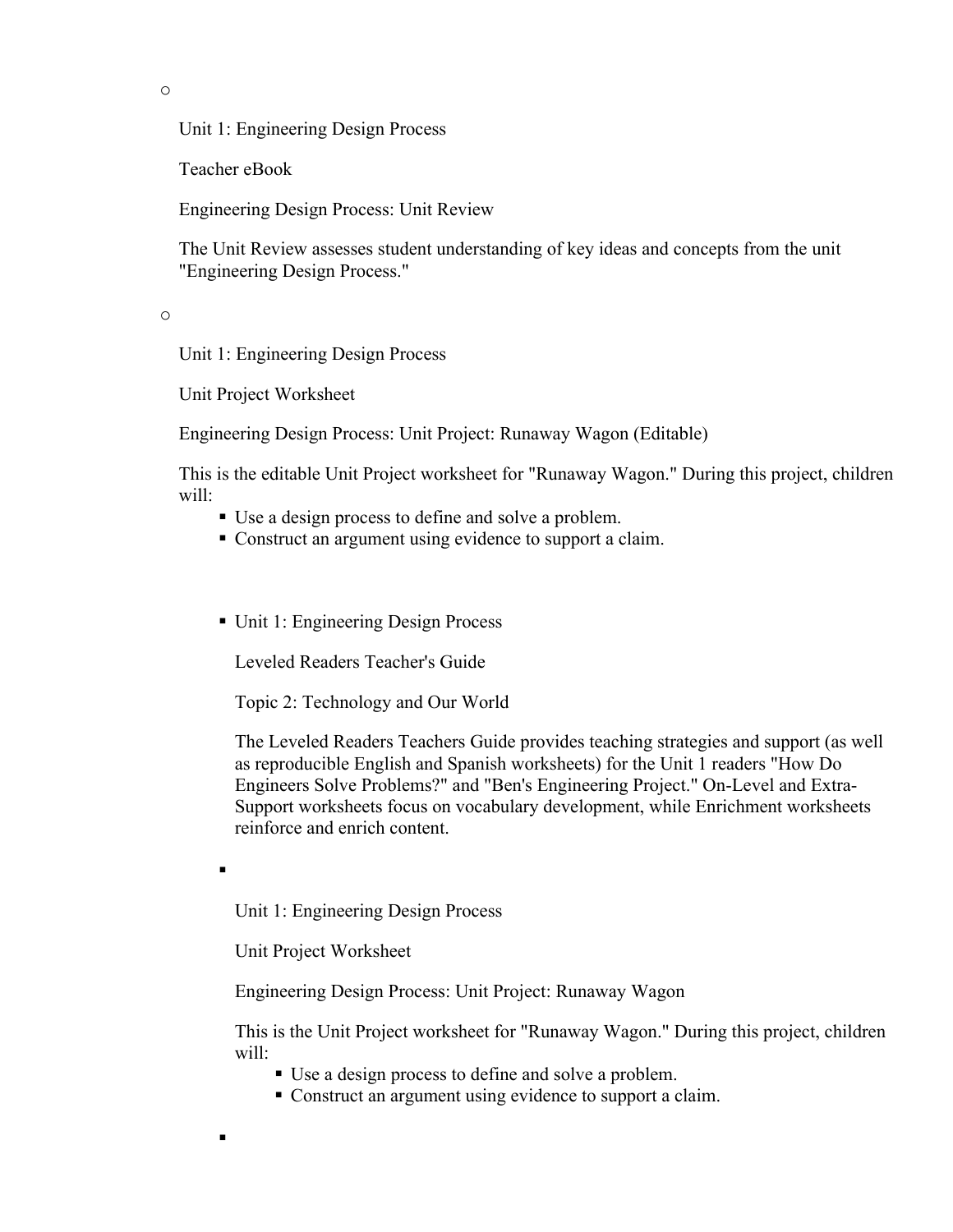- Unit 1: Engineering Design Process

  Teacher eBook

  Engineering Design Process: Unit Review

  The Unit Review assesses student understanding of key ideas and concepts from the unit "Engineering Design Process."

- Unit 1: Engineering Design Process

  Unit Project Worksheet

  Engineering Design Process: Unit Project: Runaway Wagon (Editable)

  This is the editable Unit Project worksheet for "Runaway Wagon." During this project, children will:

    - Use a design process to define and solve a problem.
    - Construct an argument using evidence to support a claim.

    - Unit 1: Engineering Design Process

      Leveled Readers Teacher's Guide

      Topic 2: Technology and Our World

      The Leveled Readers Teachers Guide provides teaching strategies and support (as well as reproducible English and Spanish worksheets) for the Unit 1 readers "How Do Engineers Solve Problems?" and "Ben's Engineering Project." On-Level and Extra-Support worksheets focus on vocabulary development, while Enrichment worksheets reinforce and enrich content.

    - Unit 1: Engineering Design Process

      Unit Project Worksheet

      Engineering Design Process: Unit Project: Runaway Wagon

      This is the Unit Project worksheet for "Runaway Wagon." During this project, children will:

        - Use a design process to define and solve a problem.
        - Construct an argument using evidence to support a claim.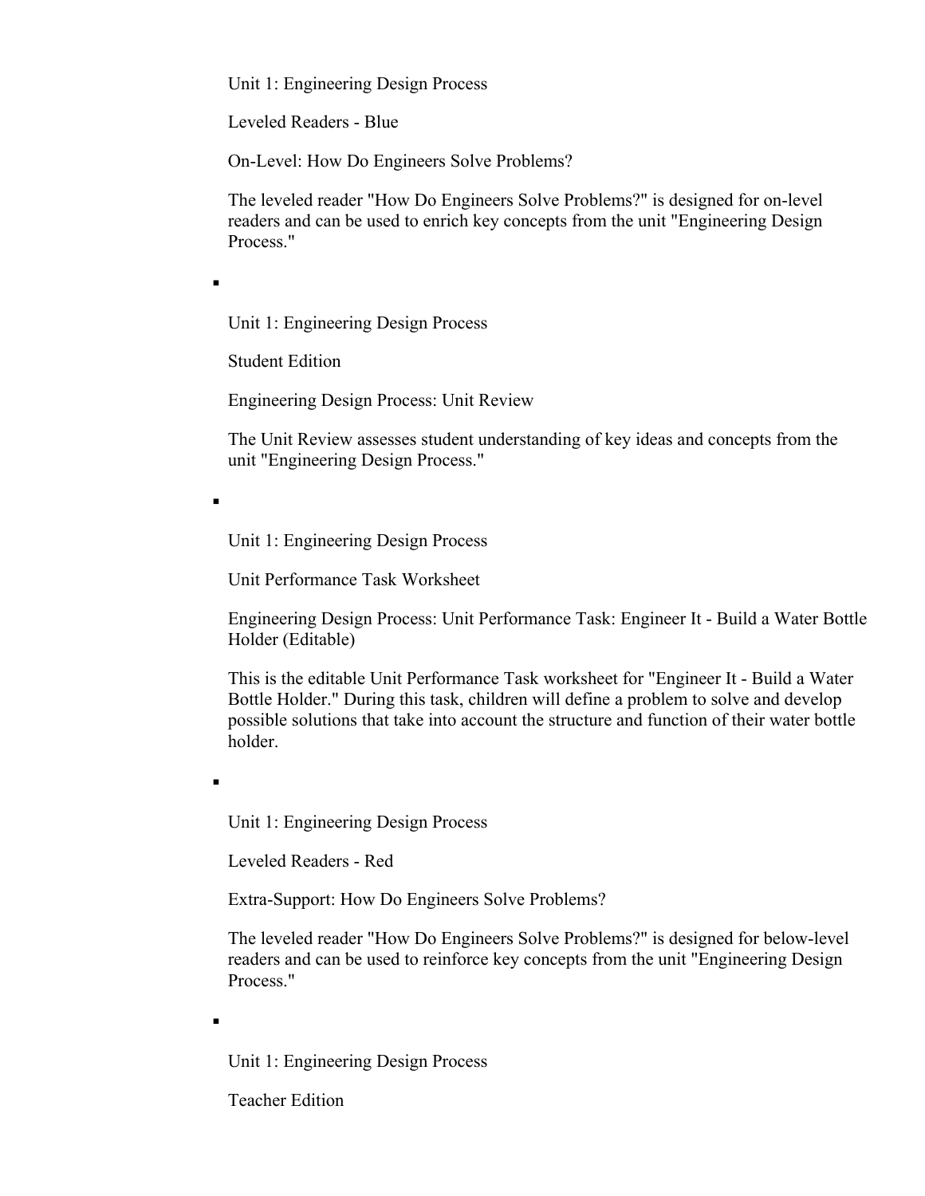Unit 1: Engineering Design Process

Leveled Readers - Blue

On-Level: How Do Engineers Solve Problems?

The leveled reader "How Do Engineers Solve Problems?" is designed for on-level readers and can be used to enrich key concepts from the unit "Engineering Design Process."

- Unit 1: Engineering Design Process

  Student Edition

  Engineering Design Process: Unit Review

  The Unit Review assesses student understanding of key ideas and concepts from the unit "Engineering Design Process."

- Unit 1: Engineering Design Process

  Unit Performance Task Worksheet

  Engineering Design Process: Unit Performance Task: Engineer It - Build a Water Bottle Holder (Editable)

  This is the editable Unit Performance Task worksheet for "Engineer It - Build a Water Bottle Holder." During this task, children will define a problem to solve and develop possible solutions that take into account the structure and function of their water bottle holder.

- Unit 1: Engineering Design Process

  Leveled Readers - Red

  Extra-Support: How Do Engineers Solve Problems?

  The leveled reader "How Do Engineers Solve Problems?" is designed for below-level readers and can be used to reinforce key concepts from the unit "Engineering Design Process."

- Unit 1: Engineering Design Process

  Teacher Edition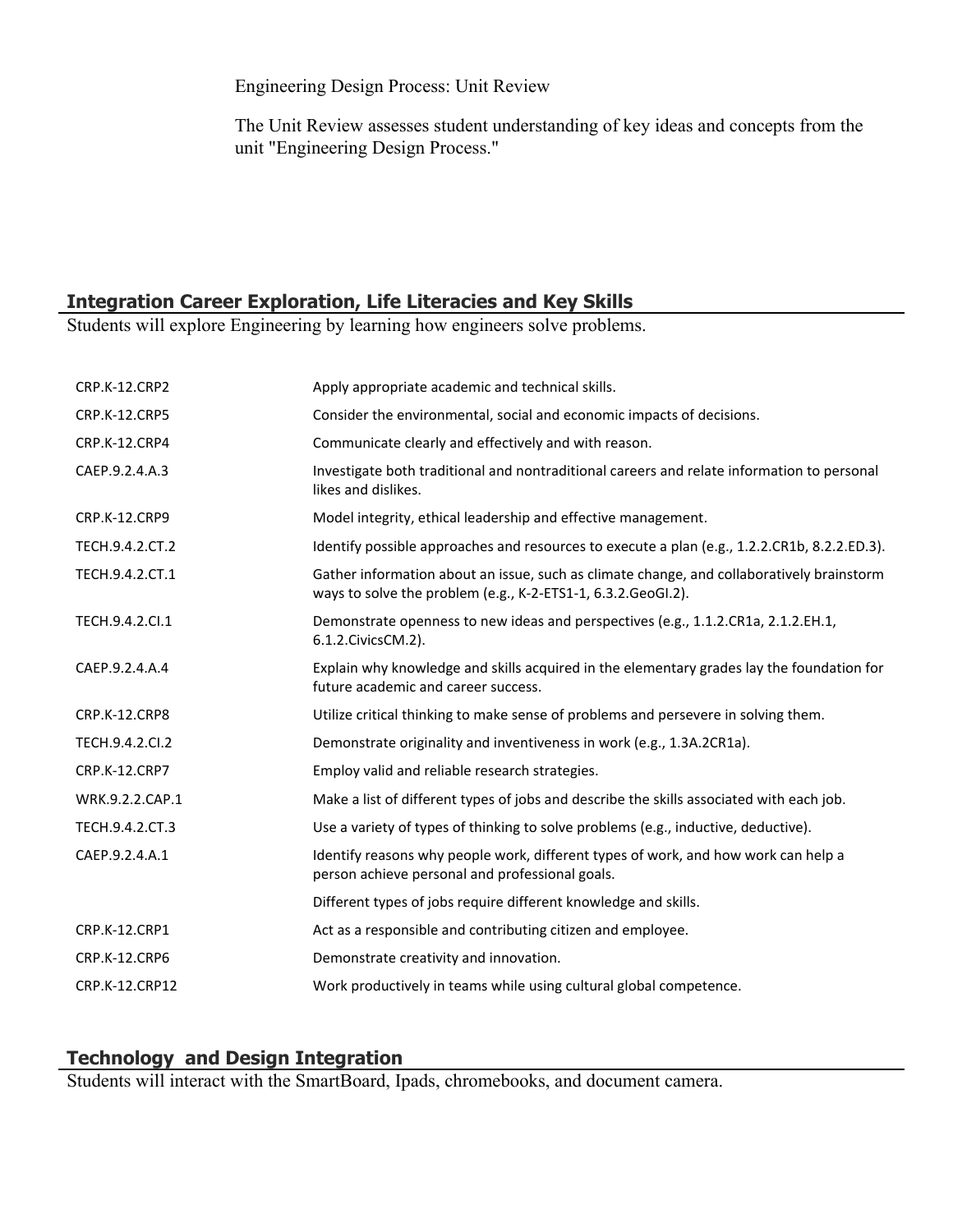Engineering Design Process: Unit Review

The Unit Review assesses student understanding of key ideas and concepts from the unit "Engineering Design Process."

## Integration Career Exploration, Life Literacies and Key Skills

Students will explore Engineering by learning how engineers solve problems.

| | |
|---|---|
| CRP.K-12.CRP2 | Apply appropriate academic and technical skills. |
| CRP.K-12.CRP5 | Consider the environmental, social and economic impacts of decisions. |
| CRP.K-12.CRP4 | Communicate clearly and effectively and with reason. |
| CAEP.9.2.4.A.3 | Investigate both traditional and nontraditional careers and relate information to personal likes and dislikes. |
| CRP.K-12.CRP9 | Model integrity, ethical leadership and effective management. |
| TECH.9.4.2.CT.2 | Identify possible approaches and resources to execute a plan (e.g., 1.2.2.CR1b, 8.2.2.ED.3). |
| TECH.9.4.2.CT.1 | Gather information about an issue, such as climate change, and collaboratively brainstorm ways to solve the problem (e.g., K-2-ETS1-1, 6.3.2.GeoGI.2). |
| TECH.9.4.2.CI.1 | Demonstrate openness to new ideas and perspectives (e.g., 1.1.2.CR1a, 2.1.2.EH.1, 6.1.2.CivicsCM.2). |
| CAEP.9.2.4.A.4 | Explain why knowledge and skills acquired in the elementary grades lay the foundation for future academic and career success. |
| CRP.K-12.CRP8 | Utilize critical thinking to make sense of problems and persevere in solving them. |
| TECH.9.4.2.CI.2 | Demonstrate originality and inventiveness in work (e.g., 1.3A.2CR1a). |
| CRP.K-12.CRP7 | Employ valid and reliable research strategies. |
| WRK.9.2.2.CAP.1 | Make a list of different types of jobs and describe the skills associated with each job. |
| TECH.9.4.2.CT.3 | Use a variety of types of thinking to solve problems (e.g., inductive, deductive). |
| CAEP.9.2.4.A.1 | Identify reasons why people work, different types of work, and how work can help a person achieve personal and professional goals. |
| | Different types of jobs require different knowledge and skills. |
| CRP.K-12.CRP1 | Act as a responsible and contributing citizen and employee. |
| CRP.K-12.CRP6 | Demonstrate creativity and innovation. |
| CRP.K-12.CRP12 | Work productively in teams while using cultural global competence. |

## Technology and Design Integration

Students will interact with the SmartBoard, Ipads, chromebooks, and document camera.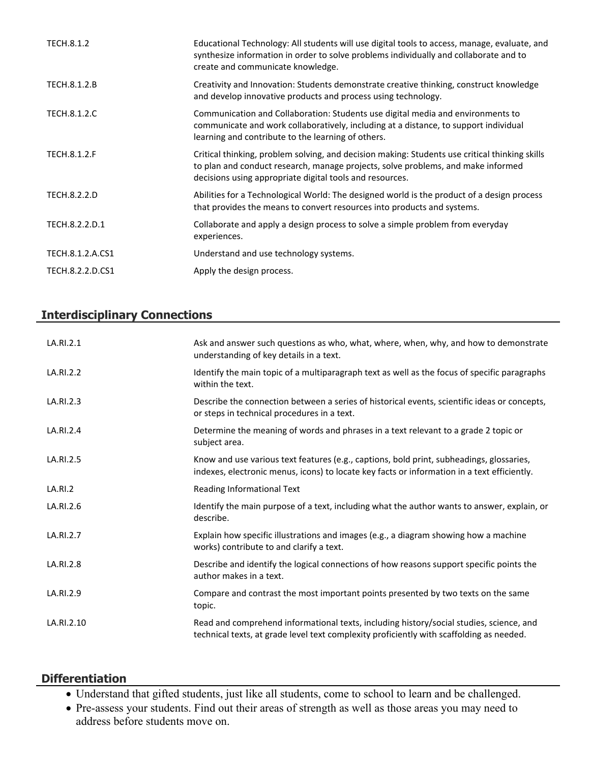| | |
|---|---|
| TECH.8.1.2 | Educational Technology: All students will use digital tools to access, manage, evaluate, and synthesize information in order to solve problems individually and collaborate and to create and communicate knowledge. |
| TECH.8.1.2.B | Creativity and Innovation: Students demonstrate creative thinking, construct knowledge and develop innovative products and process using technology. |
| TECH.8.1.2.C | Communication and Collaboration: Students use digital media and environments to communicate and work collaboratively, including at a distance, to support individual learning and contribute to the learning of others. |
| TECH.8.1.2.F | Critical thinking, problem solving, and decision making: Students use critical thinking skills to plan and conduct research, manage projects, solve problems, and make informed decisions using appropriate digital tools and resources. |
| TECH.8.2.2.D | Abilities for a Technological World: The designed world is the product of a design process that provides the means to convert resources into products and systems. |
| TECH.8.2.2.D.1 | Collaborate and apply a design process to solve a simple problem from everyday experiences. |
| TECH.8.1.2.A.CS1 | Understand and use technology systems. |
| TECH.8.2.2.D.CS1 | Apply the design process. |

## Interdisciplinary Connections

| | |
|---|---|
| LA.RI.2.1 | Ask and answer such questions as who, what, where, when, why, and how to demonstrate understanding of key details in a text. |
| LA.RI.2.2 | Identify the main topic of a multiparagraph text as well as the focus of specific paragraphs within the text. |
| LA.RI.2.3 | Describe the connection between a series of historical events, scientific ideas or concepts, or steps in technical procedures in a text. |
| LA.RI.2.4 | Determine the meaning of words and phrases in a text relevant to a grade 2 topic or subject area. |
| LA.RI.2.5 | Know and use various text features (e.g., captions, bold print, subheadings, glossaries, indexes, electronic menus, icons) to locate key facts or information in a text efficiently. |
| LA.RI.2 | Reading Informational Text |
| LA.RI.2.6 | Identify the main purpose of a text, including what the author wants to answer, explain, or describe. |
| LA.RI.2.7 | Explain how specific illustrations and images (e.g., a diagram showing how a machine works) contribute to and clarify a text. |
| LA.RI.2.8 | Describe and identify the logical connections of how reasons support specific points the author makes in a text. |
| LA.RI.2.9 | Compare and contrast the most important points presented by two texts on the same topic. |
| LA.RI.2.10 | Read and comprehend informational texts, including history/social studies, science, and technical texts, at grade level text complexity proficiently with scaffolding as needed. |

## Differentiation

- Understand that gifted students, just like all students, come to school to learn and be challenged.
- Pre-assess your students. Find out their areas of strength as well as those areas you may need to address before students move on.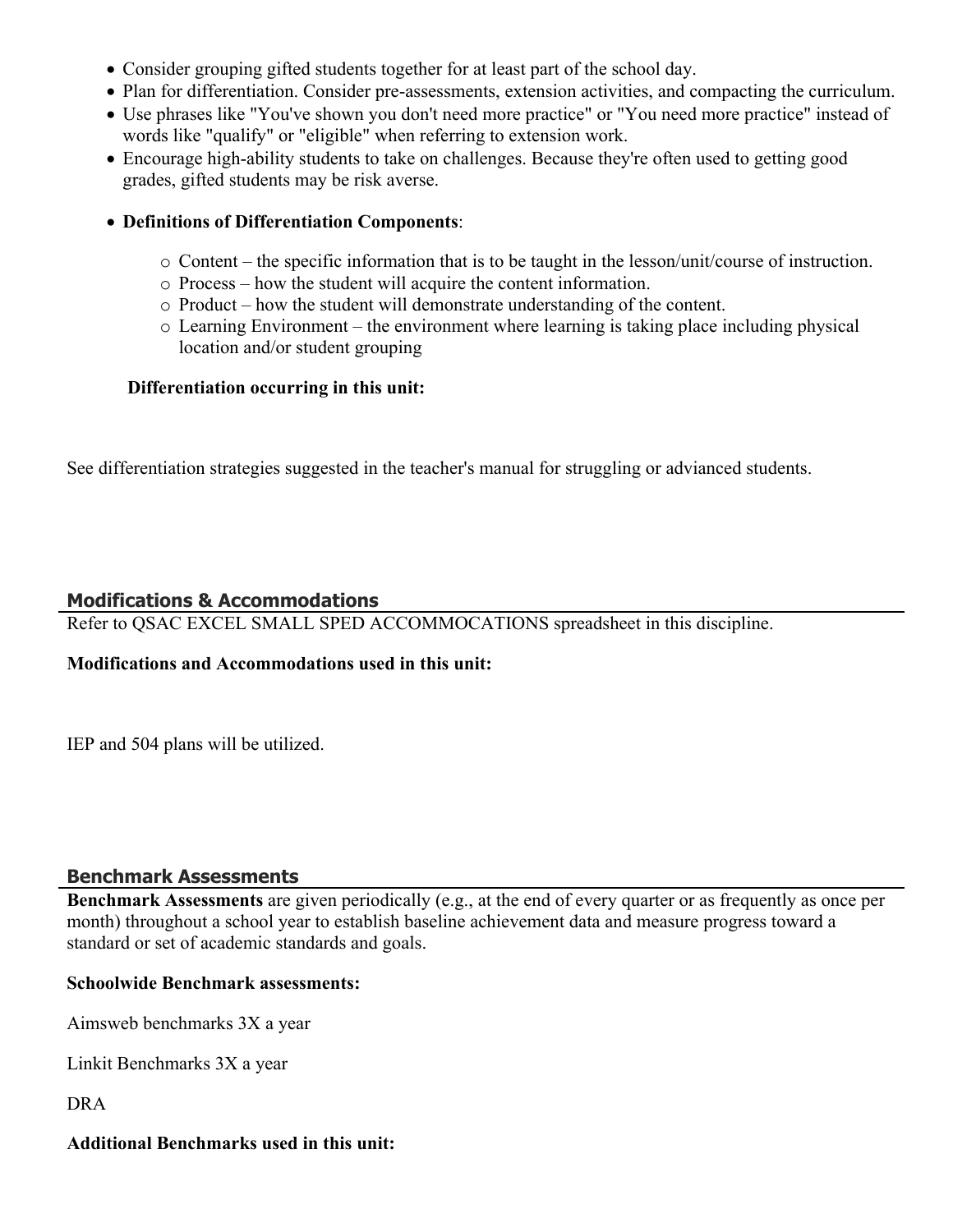- Consider grouping gifted students together for at least part of the school day.
- Plan for differentiation. Consider pre-assessments, extension activities, and compacting the curriculum.
- Use phrases like "You've shown you don't need more practice" or "You need more practice" instead of words like "qualify" or "eligible" when referring to extension work.
- Encourage high-ability students to take on challenges. Because they're often used to getting good grades, gifted students may be risk averse.
- **Definitions of Differentiation Components**:
  - Content – the specific information that is to be taught in the lesson/unit/course of instruction.
  - Process – how the student will acquire the content information.
  - Product – how the student will demonstrate understanding of the content.
  - Learning Environment – the environment where learning is taking place including physical location and/or student grouping

**Differentiation occurring in this unit:**

See differentiation strategies suggested in the teacher's manual for struggling or advianced students.

## Modifications & Accommodations

Refer to QSAC EXCEL SMALL SPED ACCOMMOCATIONS spreadsheet in this discipline.

**Modifications and Accommodations used in this unit:**

IEP and 504 plans will be utilized.

## Benchmark Assessments

**Benchmark Assessments** are given periodically (e.g., at the end of every quarter or as frequently as once per month) throughout a school year to establish baseline achievement data and measure progress toward a standard or set of academic standards and goals.

**Schoolwide Benchmark assessments:**

Aimsweb benchmarks 3X a year

Linkit Benchmarks 3X a year

DRA

**Additional Benchmarks used in this unit:**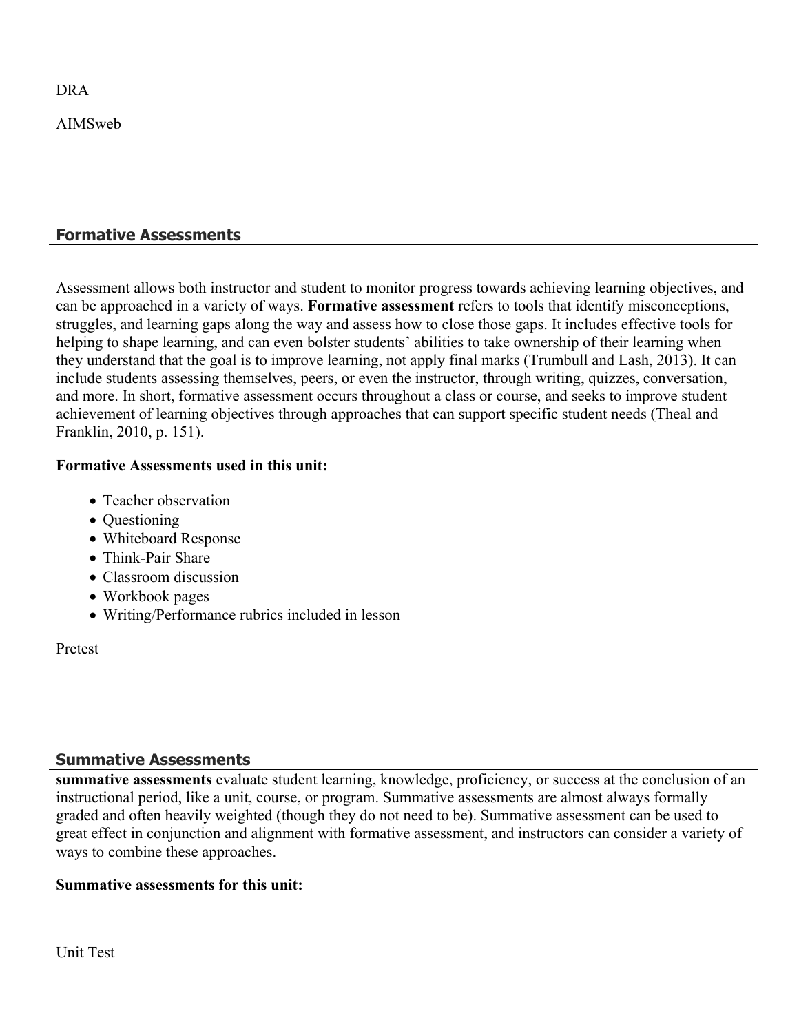DRA

AIMSweb

## Formative Assessments

Assessment allows both instructor and student to monitor progress towards achieving learning objectives, and can be approached in a variety of ways. **Formative assessment** refers to tools that identify misconceptions, struggles, and learning gaps along the way and assess how to close those gaps. It includes effective tools for helping to shape learning, and can even bolster students' abilities to take ownership of their learning when they understand that the goal is to improve learning, not apply final marks (Trumbull and Lash, 2013). It can include students assessing themselves, peers, or even the instructor, through writing, quizzes, conversation, and more. In short, formative assessment occurs throughout a class or course, and seeks to improve student achievement of learning objectives through approaches that can support specific student needs (Theal and Franklin, 2010, p. 151).

**Formative Assessments used in this unit:**

- Teacher observation
- Questioning
- Whiteboard Response
- Think-Pair Share
- Classroom discussion
- Workbook pages
- Writing/Performance rubrics included in lesson

Pretest

## Summative Assessments

**summative assessments** evaluate student learning, knowledge, proficiency, or success at the conclusion of an instructional period, like a unit, course, or program. Summative assessments are almost always formally graded and often heavily weighted (though they do not need to be). Summative assessment can be used to great effect in conjunction and alignment with formative assessment, and instructors can consider a variety of ways to combine these approaches.

**Summative assessments for this unit:**

Unit Test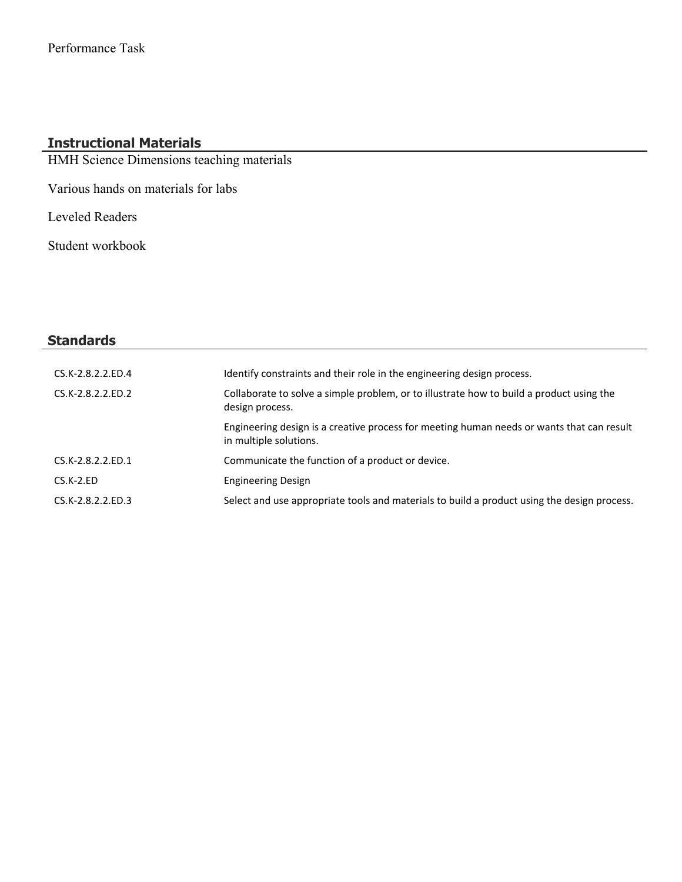Performance Task

## Instructional Materials

HMH Science Dimensions teaching materials

Various hands on materials for labs

Leveled Readers

Student workbook

## Standards

| | |
|---|---|
| CS.K-2.8.2.2.ED.4 | Identify constraints and their role in the engineering design process. |
| CS.K-2.8.2.2.ED.2 | Collaborate to solve a simple problem, or to illustrate how to build a product using the design process. |
| | Engineering design is a creative process for meeting human needs or wants that can result in multiple solutions. |
| CS.K-2.8.2.2.ED.1 | Communicate the function of a product or device. |
| CS.K-2.ED | Engineering Design |
| CS.K-2.8.2.2.ED.3 | Select and use appropriate tools and materials to build a product using the design process. |